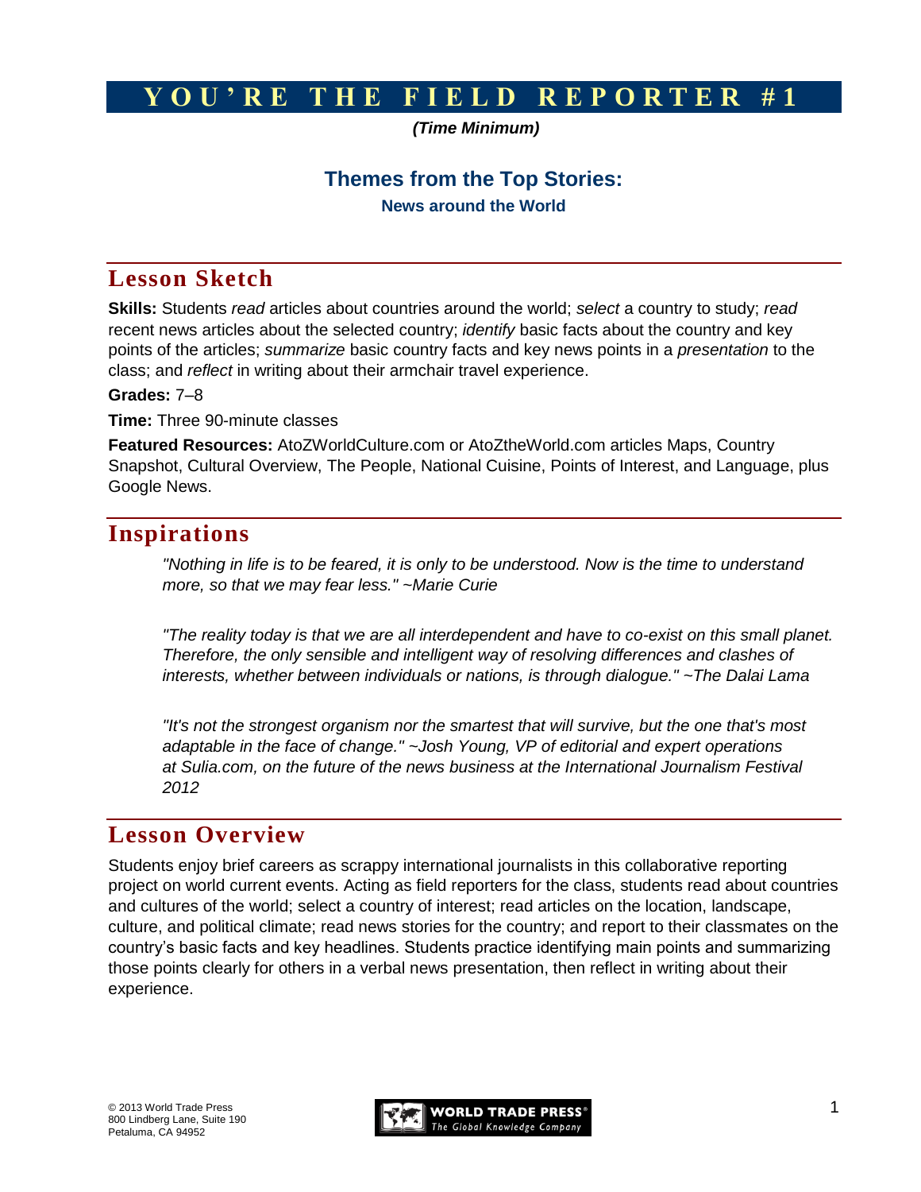# YOU'RE THE FIELD REPORTER #1

***(Time Minimum)***

## Themes from the Top Stories:

**News around the World**

## Lesson Sketch

**Skills:** Students *read* articles about countries around the world; *select* a country to study; *read* recent news articles about the selected country; *identify* basic facts about the country and key points of the articles; *summarize* basic country facts and key news points in a *presentation* to the class; and *reflect* in writing about their armchair travel experience.

**Grades:** 7–8

**Time:** Three 90-minute classes

**Featured Resources:** AtoZWorldCulture.com or AtoZtheWorld.com articles Maps, Country Snapshot, Cultural Overview, The People, National Cuisine, Points of Interest, and Language, plus Google News.

## Inspirations

*"Nothing in life is to be feared, it is only to be understood. Now is the time to understand more, so that we may fear less." ~Marie Curie*

*"The reality today is that we are all interdependent and have to co-exist on this small planet. Therefore, the only sensible and intelligent way of resolving differences and clashes of interests, whether between individuals or nations, is through dialogue." ~The Dalai Lama*

*"It's not the strongest organism nor the smartest that will survive, but the one that's most adaptable in the face of change." ~Josh Young, VP of editorial and expert operations at Sulia.com, on the future of the news business at the International Journalism Festival 2012*

## Lesson Overview

Students enjoy brief careers as scrappy international journalists in this collaborative reporting project on world current events. Acting as field reporters for the class, students read about countries and cultures of the world; select a country of interest; read articles on the location, landscape, culture, and political climate; read news stories for the country; and report to their classmates on the country's basic facts and key headlines. Students practice identifying main points and summarizing those points clearly for others in a verbal news presentation, then reflect in writing about their experience.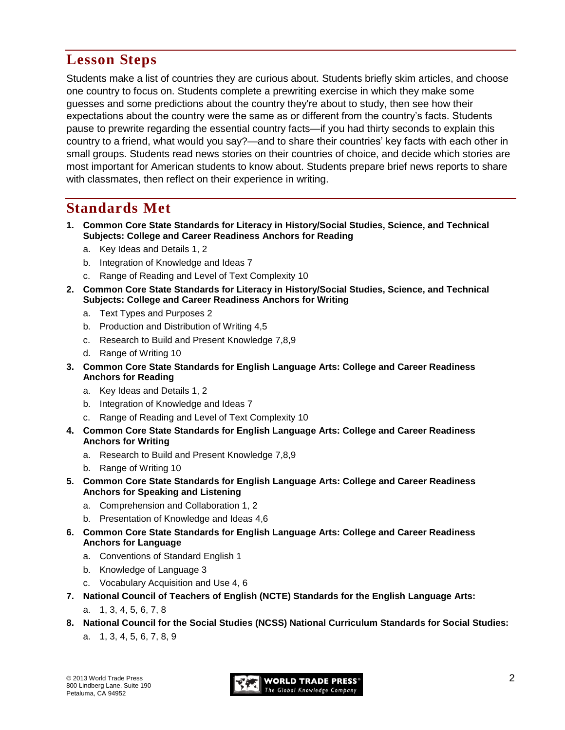## Lesson Steps

Students make a list of countries they are curious about. Students briefly skim articles, and choose one country to focus on. Students complete a prewriting exercise in which they make some guesses and some predictions about the country they're about to study, then see how their expectations about the country were the same as or different from the country's facts. Students pause to prewrite regarding the essential country facts—if you had thirty seconds to explain this country to a friend, what would you say?—and to share their countries' key facts with each other in small groups. Students read news stories on their countries of choice, and decide which stories are most important for American students to know about. Students prepare brief news reports to share with classmates, then reflect on their experience in writing.

## Standards Met

1. **Common Core State Standards for Literacy in History/Social Studies, Science, and Technical Subjects: College and Career Readiness Anchors for Reading**
   a. Key Ideas and Details 1, 2
   b. Integration of Knowledge and Ideas 7
   c. Range of Reading and Level of Text Complexity 10
2. **Common Core State Standards for Literacy in History/Social Studies, Science, and Technical Subjects: College and Career Readiness Anchors for Writing**
   a. Text Types and Purposes 2
   b. Production and Distribution of Writing 4,5
   c. Research to Build and Present Knowledge 7,8,9
   d. Range of Writing 10
3. **Common Core State Standards for English Language Arts: College and Career Readiness Anchors for Reading**
   a. Key Ideas and Details 1, 2
   b. Integration of Knowledge and Ideas 7
   c. Range of Reading and Level of Text Complexity 10
4. **Common Core State Standards for English Language Arts: College and Career Readiness Anchors for Writing**
   a. Research to Build and Present Knowledge 7,8,9
   b. Range of Writing 10
5. **Common Core State Standards for English Language Arts: College and Career Readiness Anchors for Speaking and Listening**
   a. Comprehension and Collaboration 1, 2
   b. Presentation of Knowledge and Ideas 4,6
6. **Common Core State Standards for English Language Arts: College and Career Readiness Anchors for Language**
   a. Conventions of Standard English 1
   b. Knowledge of Language 3
   c. Vocabulary Acquisition and Use 4, 6
7. **National Council of Teachers of English (NCTE) Standards for the English Language Arts:**
   a. 1, 3, 4, 5, 6, 7, 8
8. **National Council for the Social Studies (NCSS) National Curriculum Standards for Social Studies:**
   a. 1, 3, 4, 5, 6, 7, 8, 9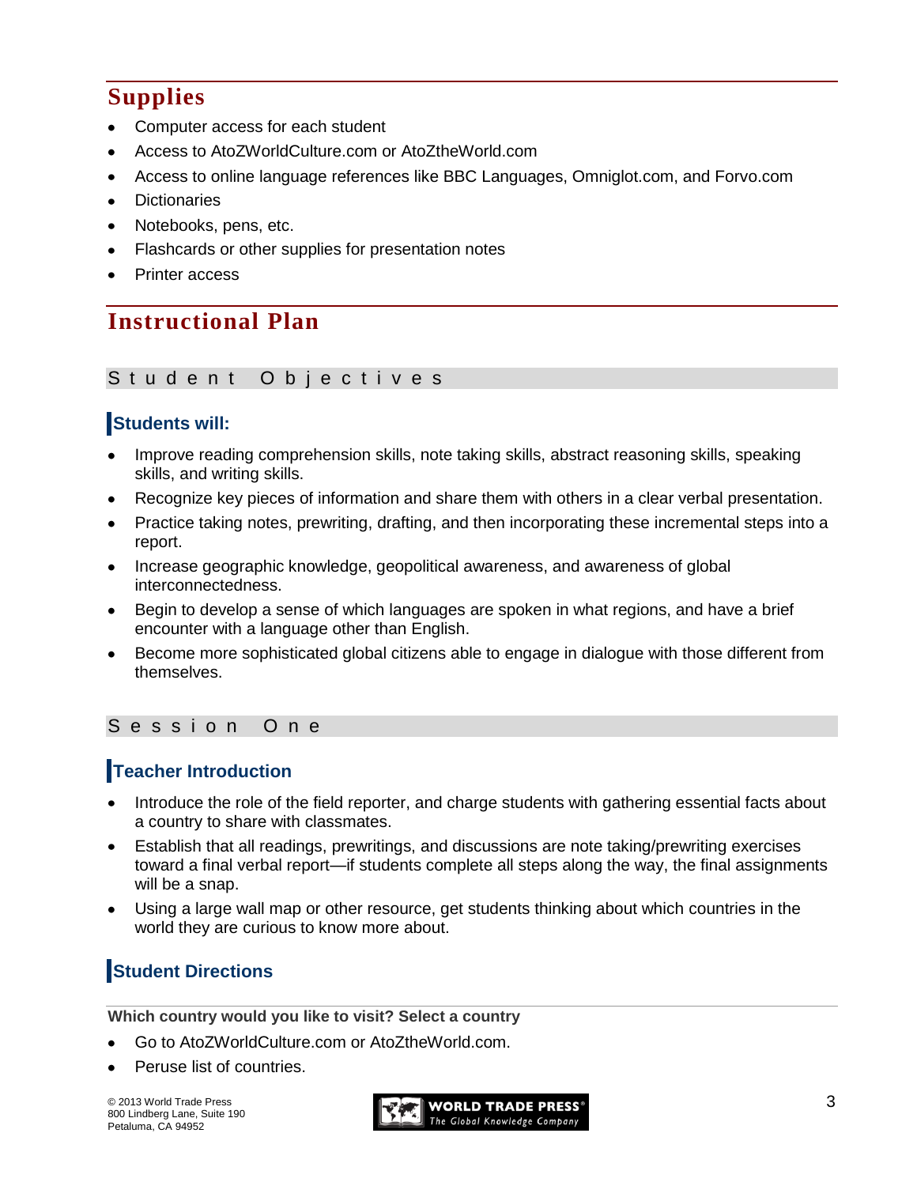## Supplies

- Computer access for each student
- Access to AtoZWorldCulture.com or AtoZtheWorld.com
- Access to online language references like BBC Languages, Omniglot.com, and Forvo.com
- Dictionaries
- Notebooks, pens, etc.
- Flashcards or other supplies for presentation notes
- Printer access

## Instructional Plan

### Student Objectives

#### Students will:

- Improve reading comprehension skills, note taking skills, abstract reasoning skills, speaking skills, and writing skills.
- Recognize key pieces of information and share them with others in a clear verbal presentation.
- Practice taking notes, prewriting, drafting, and then incorporating these incremental steps into a report.
- Increase geographic knowledge, geopolitical awareness, and awareness of global interconnectedness.
- Begin to develop a sense of which languages are spoken in what regions, and have a brief encounter with a language other than English.
- Become more sophisticated global citizens able to engage in dialogue with those different from themselves.

### Session One

#### Teacher Introduction

- Introduce the role of the field reporter, and charge students with gathering essential facts about a country to share with classmates.
- Establish that all readings, prewritings, and discussions are note taking/prewriting exercises toward a final verbal report—if students complete all steps along the way, the final assignments will be a snap.
- Using a large wall map or other resource, get students thinking about which countries in the world they are curious to know more about.

#### Student Directions

**Which country would you like to visit? Select a country**

- Go to AtoZWorldCulture.com or AtoZtheWorld.com.
- Peruse list of countries.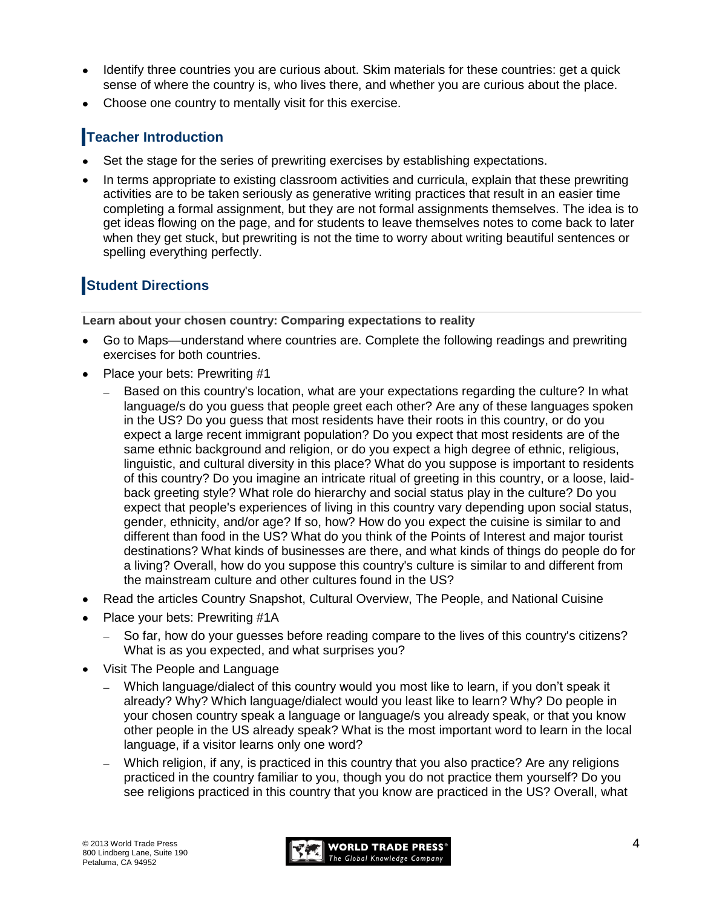- Identify three countries you are curious about. Skim materials for these countries: get a quick sense of where the country is, who lives there, and whether you are curious about the place.
- Choose one country to mentally visit for this exercise.

## Teacher Introduction

- Set the stage for the series of prewriting exercises by establishing expectations.
- In terms appropriate to existing classroom activities and curricula, explain that these prewriting activities are to be taken seriously as generative writing practices that result in an easier time completing a formal assignment, but they are not formal assignments themselves. The idea is to get ideas flowing on the page, and for students to leave themselves notes to come back to later when they get stuck, but prewriting is not the time to worry about writing beautiful sentences or spelling everything perfectly.

## Student Directions

**Learn about your chosen country: Comparing expectations to reality**

- Go to Maps—understand where countries are. Complete the following readings and prewriting exercises for both countries.
- Place your bets: Prewriting #1
  - Based on this country's location, what are your expectations regarding the culture? In what language/s do you guess that people greet each other? Are any of these languages spoken in the US? Do you guess that most residents have their roots in this country, or do you expect a large recent immigrant population? Do you expect that most residents are of the same ethnic background and religion, or do you expect a high degree of ethnic, religious, linguistic, and cultural diversity in this place? What do you suppose is important to residents of this country? Do you imagine an intricate ritual of greeting in this country, or a loose, laid-back greeting style? What role do hierarchy and social status play in the culture? Do you expect that people's experiences of living in this country vary depending upon social status, gender, ethnicity, and/or age? If so, how? How do you expect the cuisine is similar to and different than food in the US? What do you think of the Points of Interest and major tourist destinations? What kinds of businesses are there, and what kinds of things do people do for a living? Overall, how do you suppose this country's culture is similar to and different from the mainstream culture and other cultures found in the US?
- Read the articles Country Snapshot, Cultural Overview, The People, and National Cuisine
- Place your bets: Prewriting #1A
  - So far, how do your guesses before reading compare to the lives of this country's citizens? What is as you expected, and what surprises you?
- Visit The People and Language
  - Which language/dialect of this country would you most like to learn, if you don't speak it already? Why? Which language/dialect would you least like to learn? Why? Do people in your chosen country speak a language or language/s you already speak, or that you know other people in the US already speak? What is the most important word to learn in the local language, if a visitor learns only one word?
  - Which religion, if any, is practiced in this country that you also practice? Are any religions practiced in the country familiar to you, though you do not practice them yourself? Do you see religions practiced in this country that you know are practiced in the US? Overall, what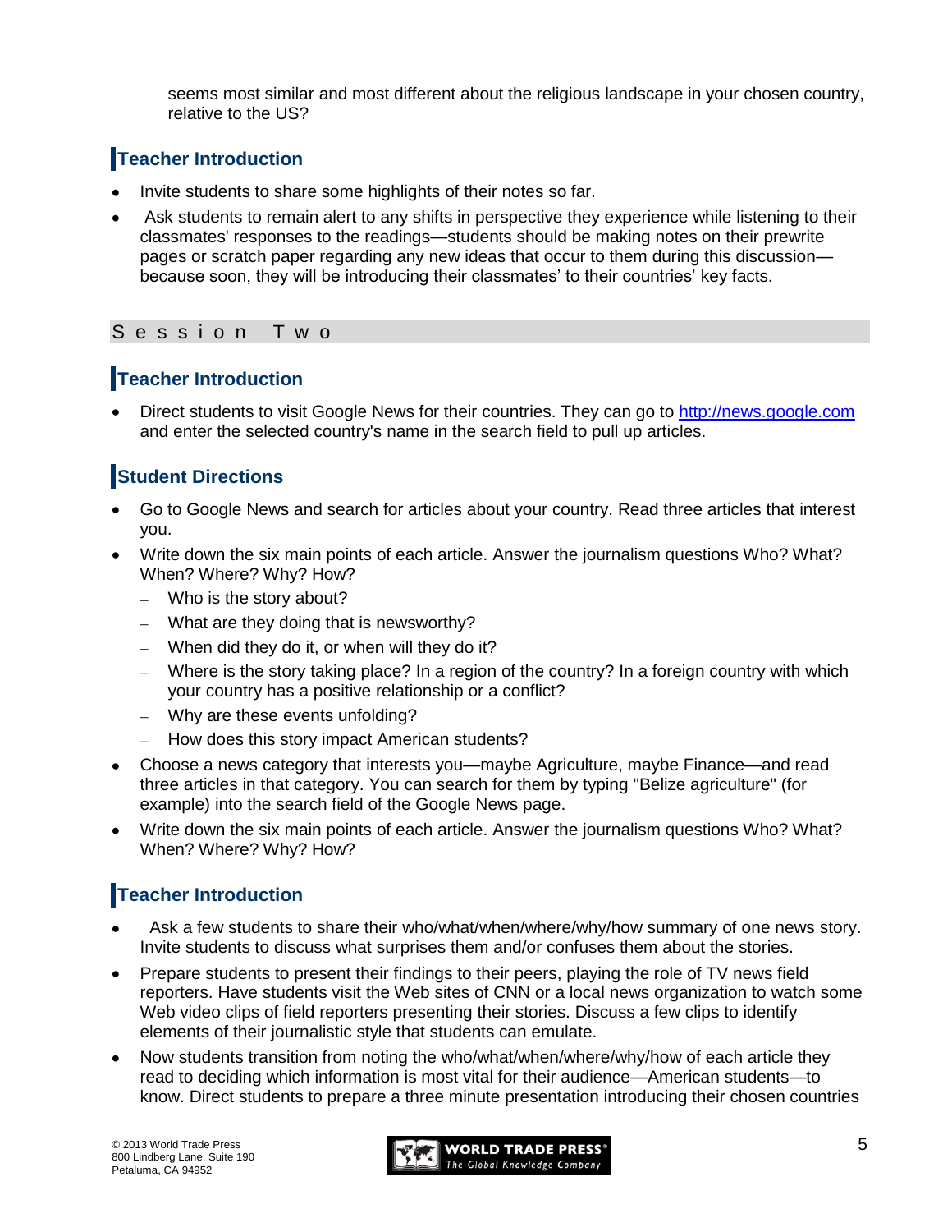seems most similar and most different about the religious landscape in your chosen country, relative to the US?

## Teacher Introduction

- Invite students to share some highlights of their notes so far.
- Ask students to remain alert to any shifts in perspective they experience while listening to their classmates' responses to the readings—students should be making notes on their prewrite pages or scratch paper regarding any new ideas that occur to them during this discussion—because soon, they will be introducing their classmates' to their countries' key facts.

# Session Two

## Teacher Introduction

- Direct students to visit Google News for their countries. They can go to http://news.google.com and enter the selected country's name in the search field to pull up articles.

## Student Directions

- Go to Google News and search for articles about your country. Read three articles that interest you.
- Write down the six main points of each article. Answer the journalism questions Who? What? When? Where? Why? How?
  - Who is the story about?
  - What are they doing that is newsworthy?
  - When did they do it, or when will they do it?
  - Where is the story taking place? In a region of the country? In a foreign country with which your country has a positive relationship or a conflict?
  - Why are these events unfolding?
  - How does this story impact American students?
- Choose a news category that interests you—maybe Agriculture, maybe Finance—and read three articles in that category. You can search for them by typing "Belize agriculture" (for example) into the search field of the Google News page.
- Write down the six main points of each article. Answer the journalism questions Who? What? When? Where? Why? How?

## Teacher Introduction

- Ask a few students to share their who/what/when/where/why/how summary of one news story. Invite students to discuss what surprises them and/or confuses them about the stories.
- Prepare students to present their findings to their peers, playing the role of TV news field reporters. Have students visit the Web sites of CNN or a local news organization to watch some Web video clips of field reporters presenting their stories. Discuss a few clips to identify elements of their journalistic style that students can emulate.
- Now students transition from noting the who/what/when/where/why/how of each article they read to deciding which information is most vital for their audience—American students—to know. Direct students to prepare a three minute presentation introducing their chosen countries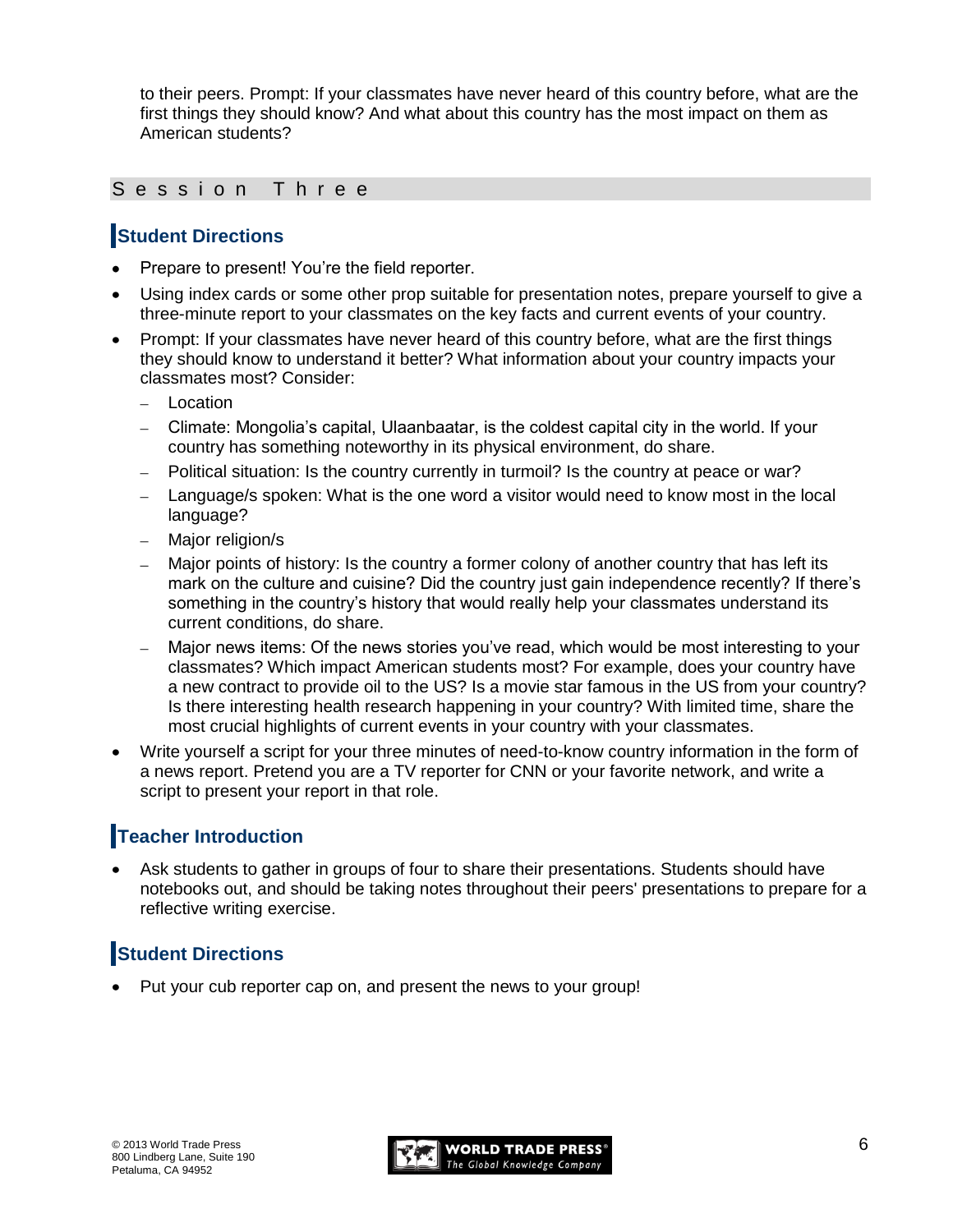to their peers. Prompt: If your classmates have never heard of this country before, what are the first things they should know? And what about this country has the most impact on them as American students?

## Session Three

### Student Directions

- Prepare to present! You're the field reporter.
- Using index cards or some other prop suitable for presentation notes, prepare yourself to give a three-minute report to your classmates on the key facts and current events of your country.
- Prompt: If your classmates have never heard of this country before, what are the first things they should know to understand it better? What information about your country impacts your classmates most? Consider:
  - Location
  - Climate: Mongolia's capital, Ulaanbaatar, is the coldest capital city in the world. If your country has something noteworthy in its physical environment, do share.
  - Political situation: Is the country currently in turmoil? Is the country at peace or war?
  - Language/s spoken: What is the one word a visitor would need to know most in the local language?
  - Major religion/s
  - Major points of history: Is the country a former colony of another country that has left its mark on the culture and cuisine? Did the country just gain independence recently? If there's something in the country's history that would really help your classmates understand its current conditions, do share.
  - Major news items: Of the news stories you've read, which would be most interesting to your classmates? Which impact American students most? For example, does your country have a new contract to provide oil to the US? Is a movie star famous in the US from your country? Is there interesting health research happening in your country? With limited time, share the most crucial highlights of current events in your country with your classmates.
- Write yourself a script for your three minutes of need-to-know country information in the form of a news report. Pretend you are a TV reporter for CNN or your favorite network, and write a script to present your report in that role.

### Teacher Introduction

- Ask students to gather in groups of four to share their presentations. Students should have notebooks out, and should be taking notes throughout their peers' presentations to prepare for a reflective writing exercise.

### Student Directions

- Put your cub reporter cap on, and present the news to your group!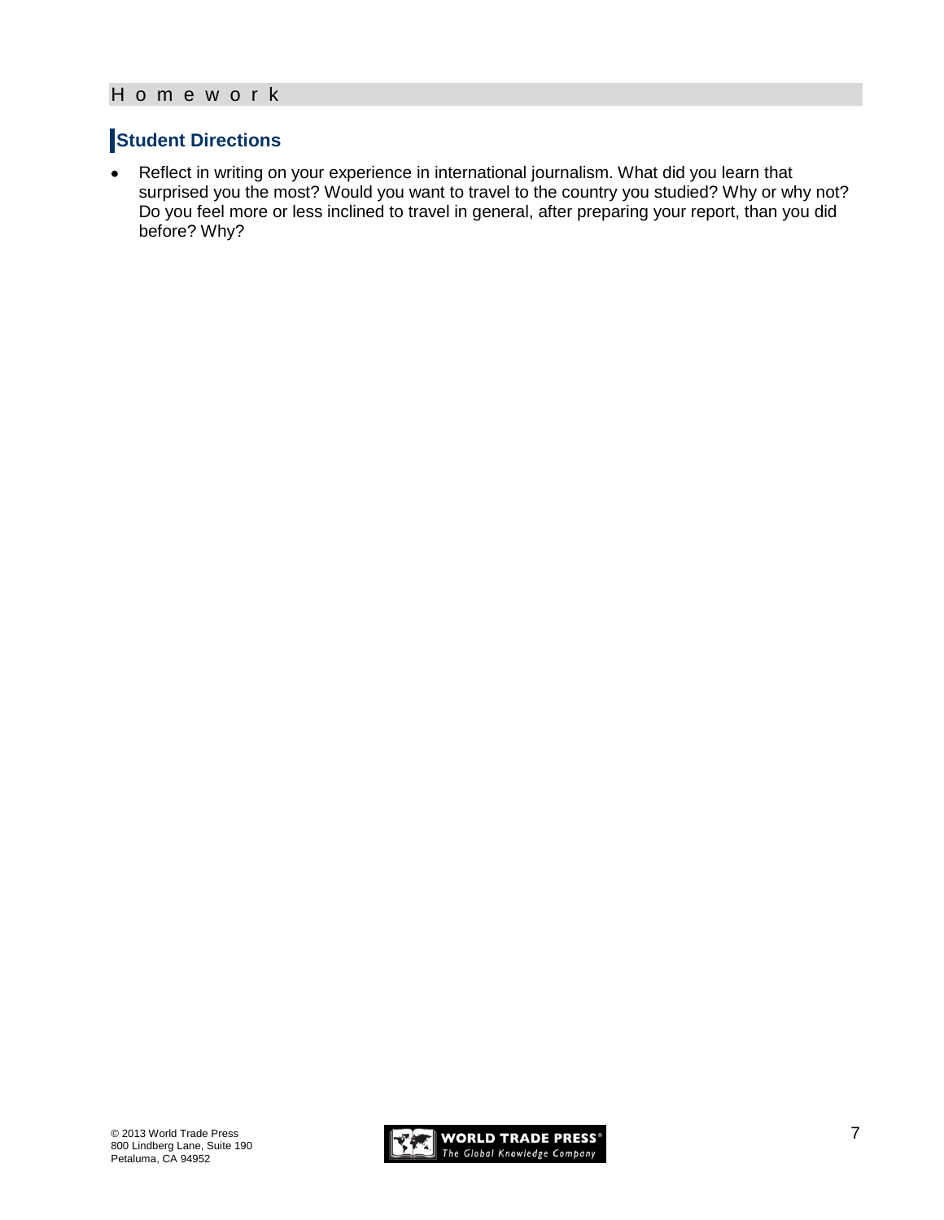Homework

## Student Directions

- Reflect in writing on your experience in international journalism. What did you learn that surprised you the most? Would you want to travel to the country you studied? Why or why not? Do you feel more or less inclined to travel in general, after preparing your report, than you did before? Why?